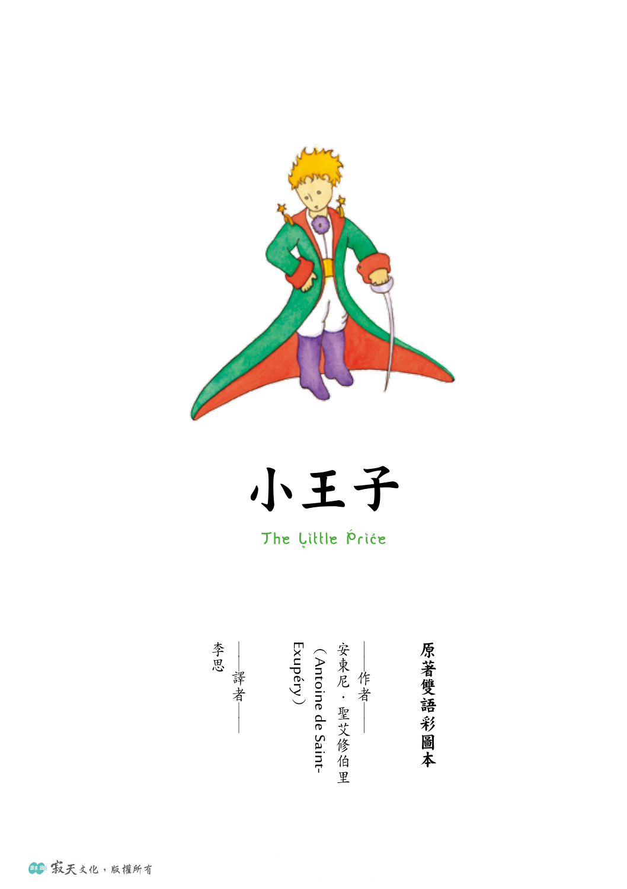# 小王子

The Little Price

**原著雙語彩圖本**

作者——安東尼・聖艾修伯里（Antoine de Saint-Exupéry）

譯者——李思

寂天文化，版權所有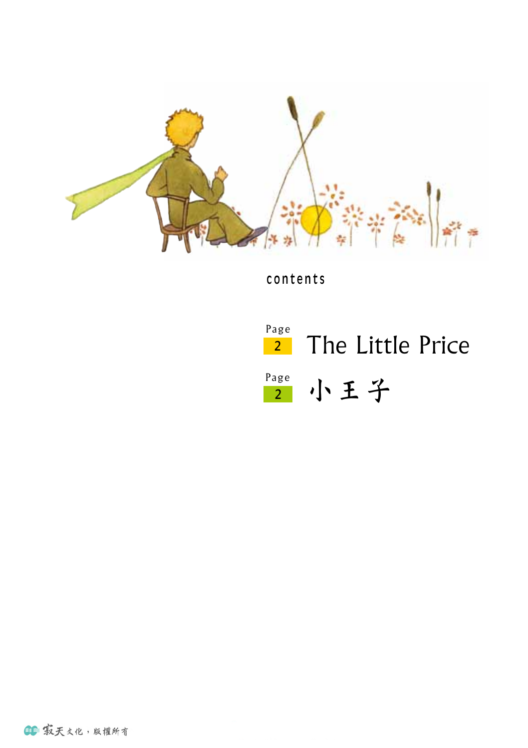contents

Page 2 The Little Price

Page 2 小王子

寂天文化，版權所有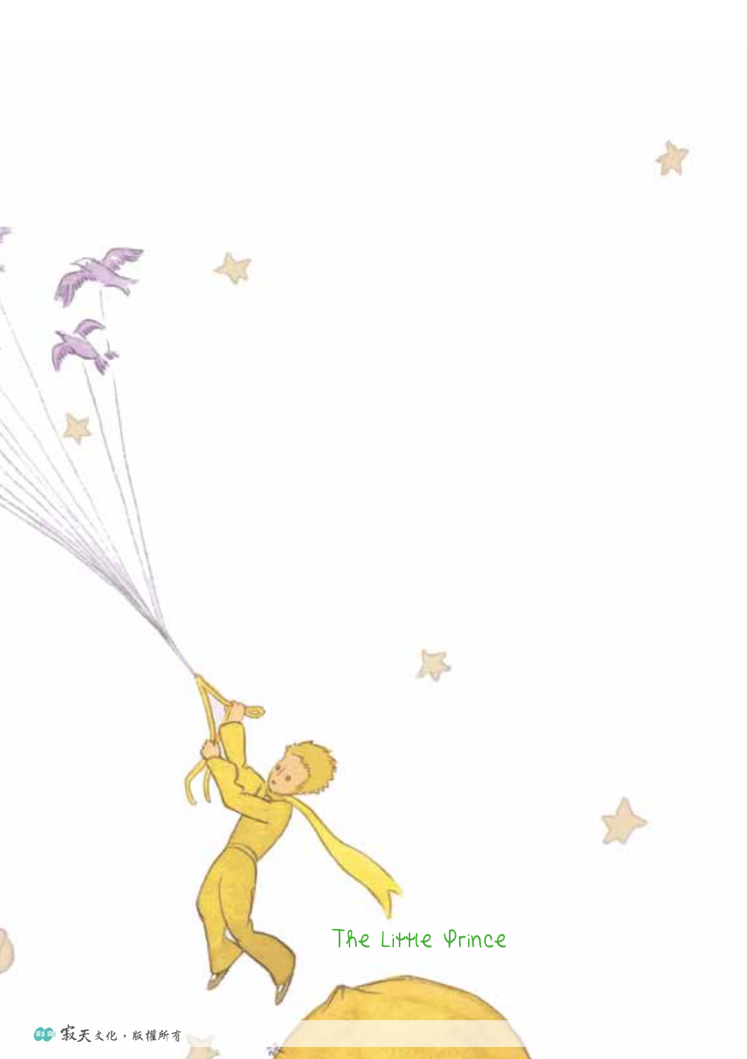The Little Prince

寂天文化，版權所有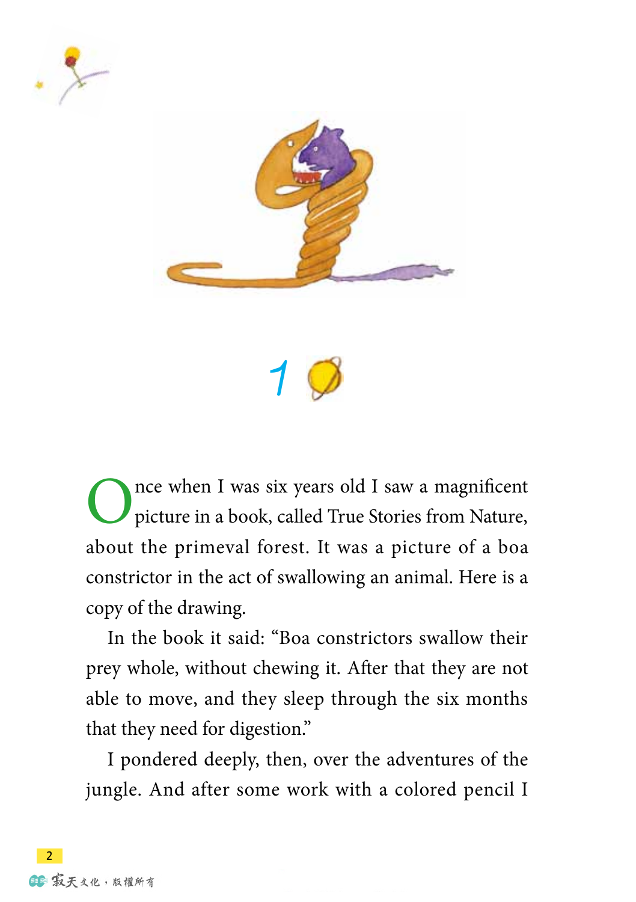# 1

Once when I was six years old I saw a magnificent picture in a book, called True Stories from Nature, about the primeval forest. It was a picture of a boa constrictor in the act of swallowing an animal. Here is a copy of the drawing.

In the book it said: "Boa constrictors swallow their prey whole, without chewing it. After that they are not able to move, and they sleep through the six months that they need for digestion."

I pondered deeply, then, over the adventures of the jungle. And after some work with a colored pencil I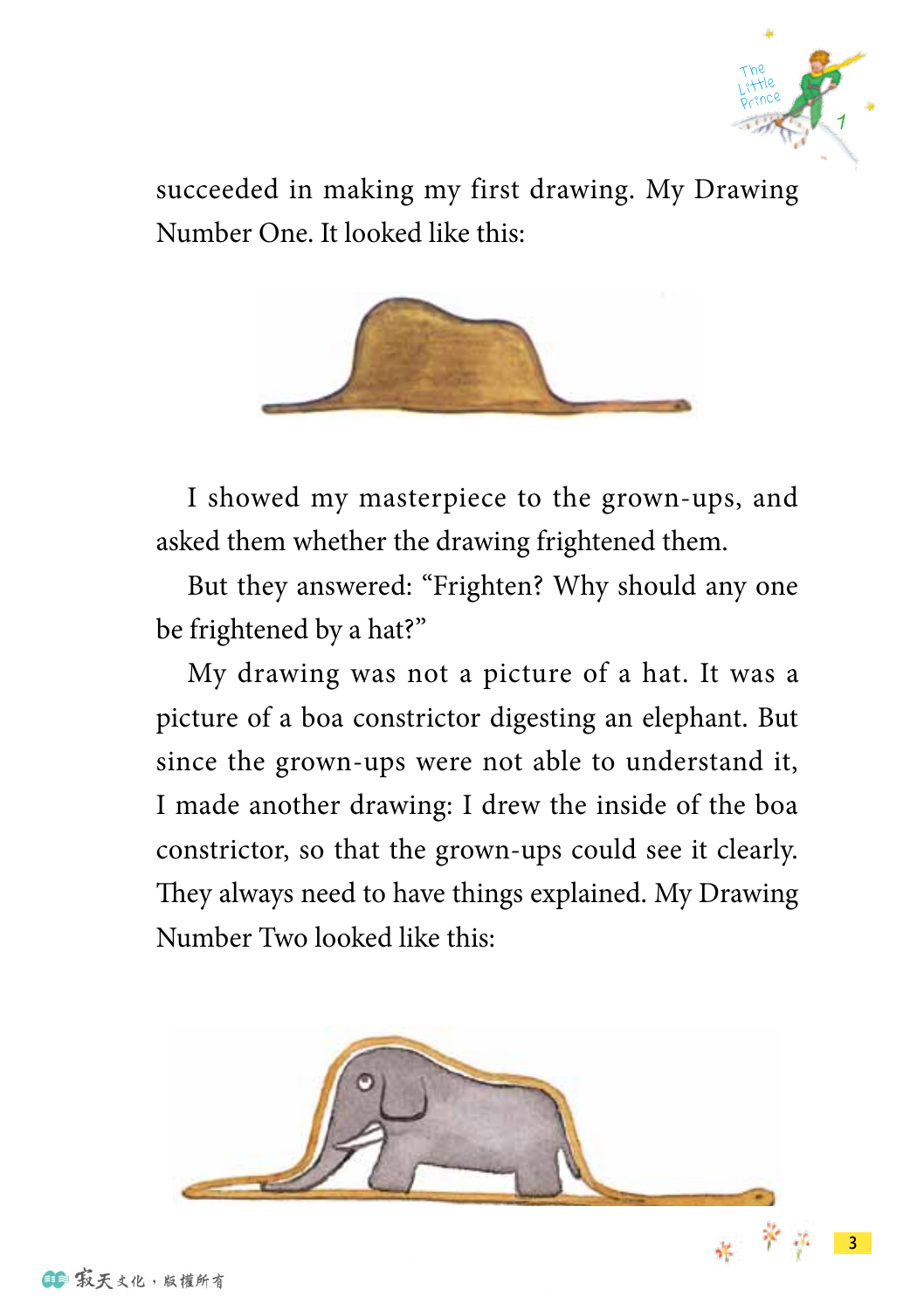succeeded in making my first drawing. My Drawing Number One. It looked like this:

I showed my masterpiece to the grown-ups, and asked them whether the drawing frightened them.

But they answered: "Frighten? Why should any one be frightened by a hat?"

My drawing was not a picture of a hat. It was a picture of a boa constrictor digesting an elephant. But since the grown-ups were not able to understand it, I made another drawing: I drew the inside of the boa constrictor, so that the grown-ups could see it clearly. They always need to have things explained. My Drawing Number Two looked like this: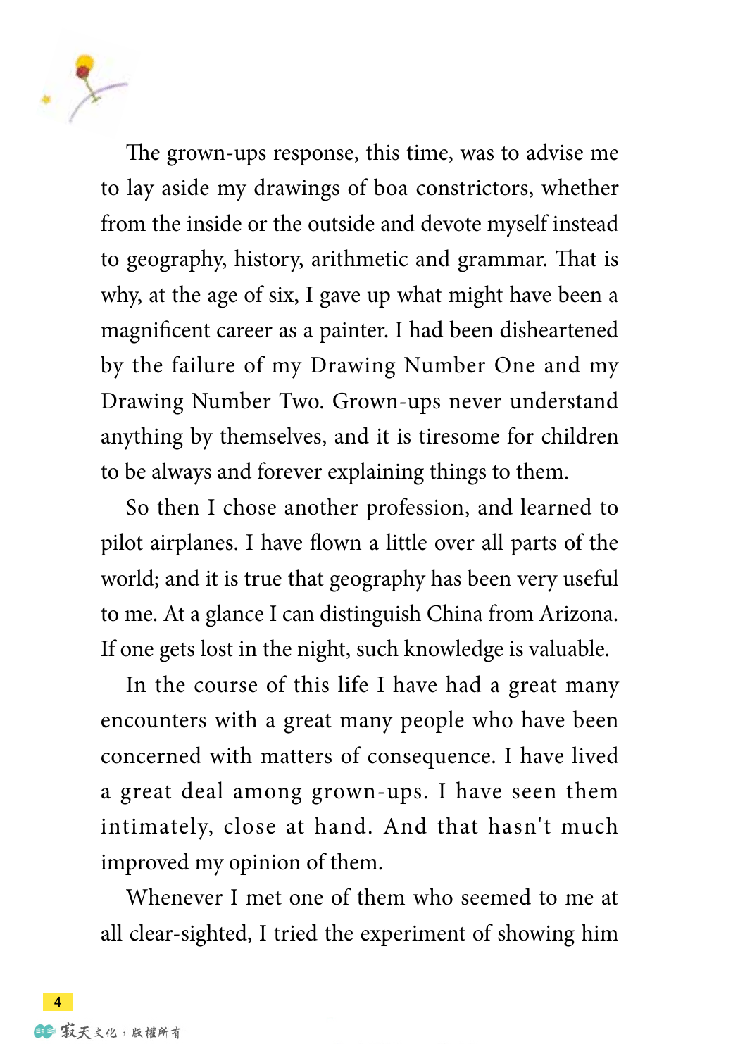The grown-ups response, this time, was to advise me to lay aside my drawings of boa constrictors, whether from the inside or the outside and devote myself instead to geography, history, arithmetic and grammar. That is why, at the age of six, I gave up what might have been a magnificent career as a painter. I had been disheartened by the failure of my Drawing Number One and my Drawing Number Two. Grown-ups never understand anything by themselves, and it is tiresome for children to be always and forever explaining things to them.

So then I chose another profession, and learned to pilot airplanes. I have flown a little over all parts of the world; and it is true that geography has been very useful to me. At a glance I can distinguish China from Arizona. If one gets lost in the night, such knowledge is valuable.

In the course of this life I have had a great many encounters with a great many people who have been concerned with matters of consequence. I have lived a great deal among grown-ups. I have seen them intimately, close at hand. And that hasn't much improved my opinion of them.

Whenever I met one of them who seemed to me at all clear-sighted, I tried the experiment of showing him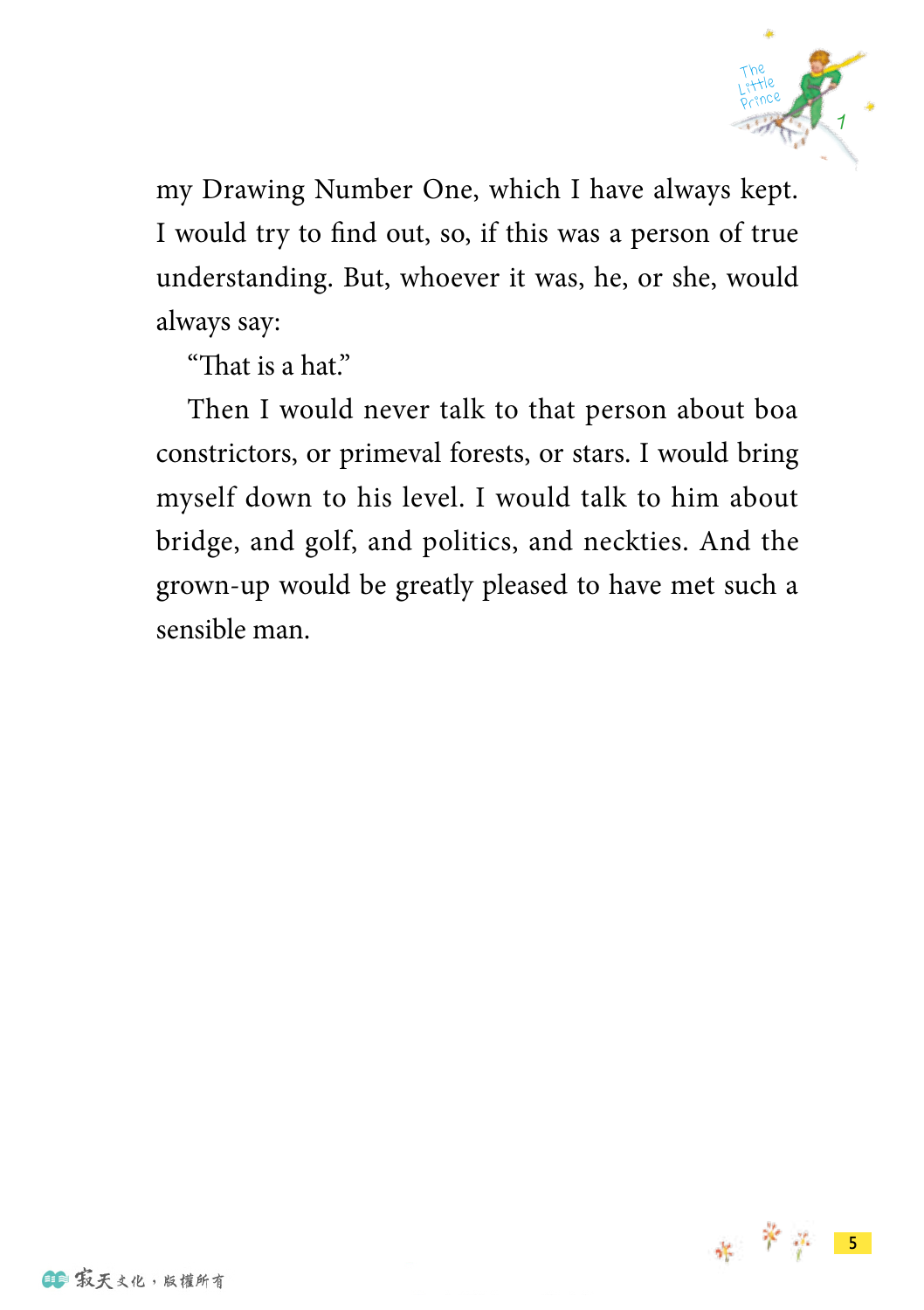my Drawing Number One, which I have always kept. I would try to find out, so, if this was a person of true understanding. But, whoever it was, he, or she, would always say:

"That is a hat."

Then I would never talk to that person about boa constrictors, or primeval forests, or stars. I would bring myself down to his level. I would talk to him about bridge, and golf, and politics, and neckties. And the grown-up would be greatly pleased to have met such a sensible man.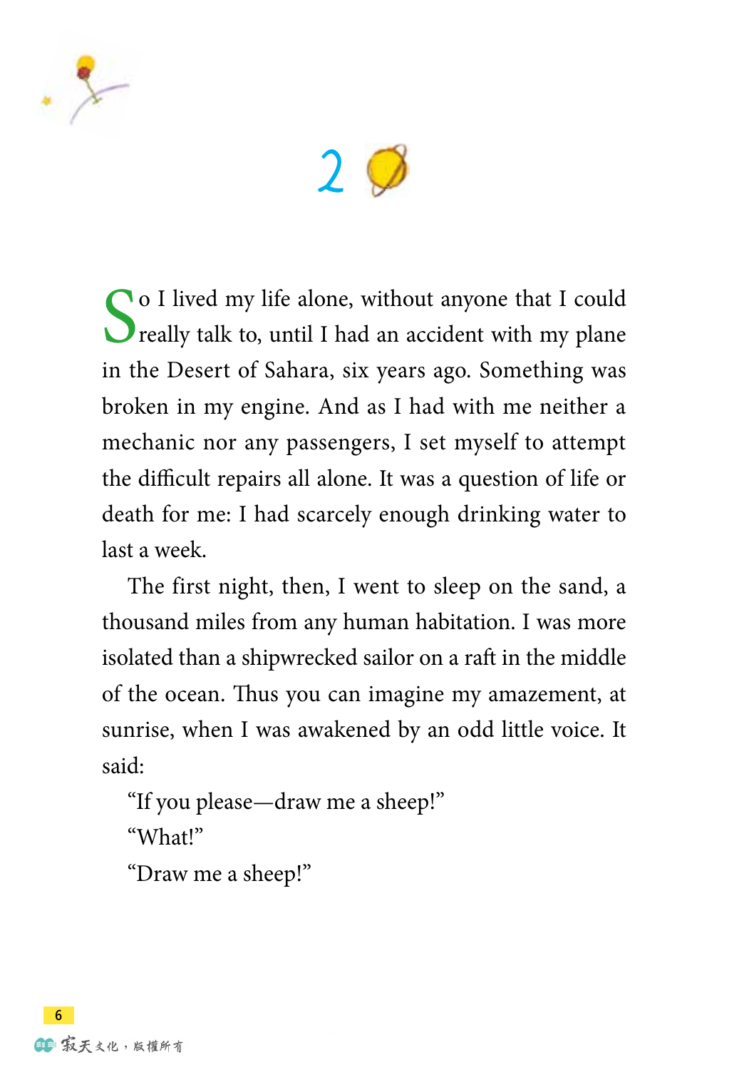# 2

So I lived my life alone, without anyone that I could really talk to, until I had an accident with my plane in the Desert of Sahara, six years ago. Something was broken in my engine. And as I had with me neither a mechanic nor any passengers, I set myself to attempt the difficult repairs all alone. It was a question of life or death for me: I had scarcely enough drinking water to last a week.

The first night, then, I went to sleep on the sand, a thousand miles from any human habitation. I was more isolated than a shipwrecked sailor on a raft in the middle of the ocean. Thus you can imagine my amazement, at sunrise, when I was awakened by an odd little voice. It said:

"If you please—draw me a sheep!"

"What!"

"Draw me a sheep!"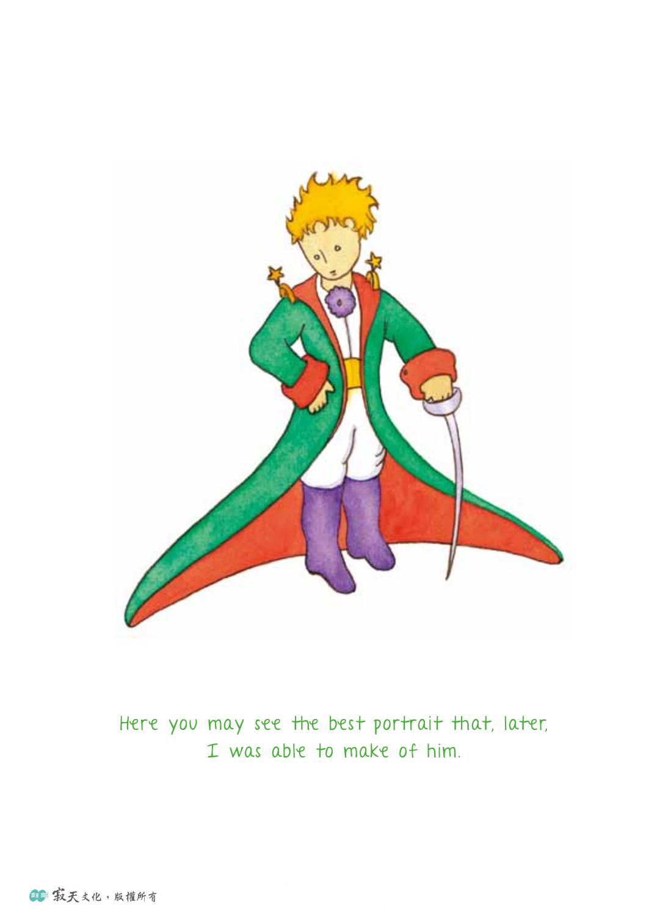Here you may see the best portrait that, later,
I was able to make of him.

寂天文化，版權所有